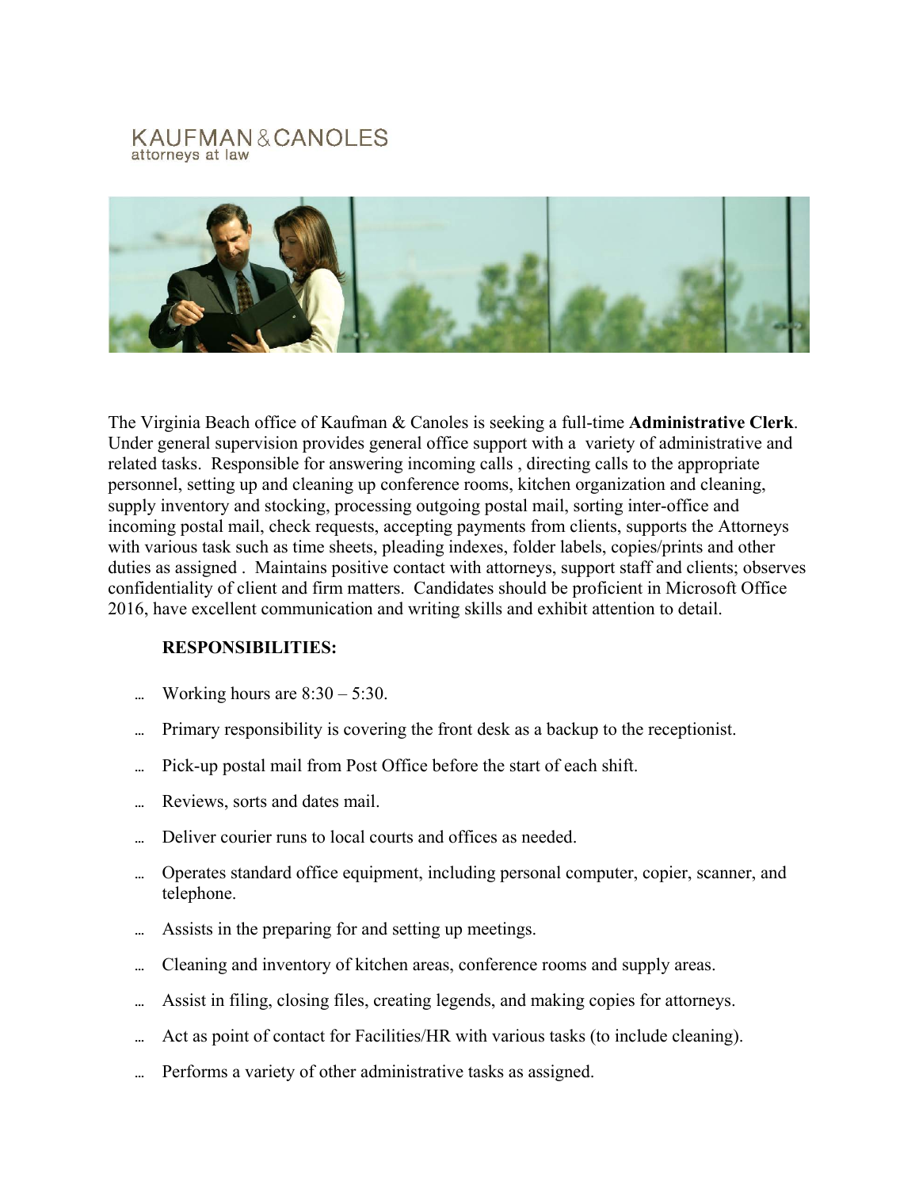KAUFMAN & CANOLES
attorneys at law

The Virginia Beach office of Kaufman & Canoles is seeking a full-time **Administrative Clerk**. Under general supervision provides general office support with a variety of administrative and related tasks. Responsible for answering incoming calls , directing calls to the appropriate personnel, setting up and cleaning up conference rooms, kitchen organization and cleaning, supply inventory and stocking, processing outgoing postal mail, sorting inter-office and incoming postal mail, check requests, accepting payments from clients, supports the Attorneys with various task such as time sheets, pleading indexes, folder labels, copies/prints and other duties as assigned . Maintains positive contact with attorneys, support staff and clients; observes confidentiality of client and firm matters. Candidates should be proficient in Microsoft Office 2016, have excellent communication and writing skills and exhibit attention to detail.

**RESPONSIBILITIES:**

- Working hours are 8:30 – 5:30.
- Primary responsibility is covering the front desk as a backup to the receptionist.
- Pick-up postal mail from Post Office before the start of each shift.
- Reviews, sorts and dates mail.
- Deliver courier runs to local courts and offices as needed.
- Operates standard office equipment, including personal computer, copier, scanner, and telephone.
- Assists in the preparing for and setting up meetings.
- Cleaning and inventory of kitchen areas, conference rooms and supply areas.
- Assist in filing, closing files, creating legends, and making copies for attorneys.
- Act as point of contact for Facilities/HR with various tasks (to include cleaning).
- Performs a variety of other administrative tasks as assigned.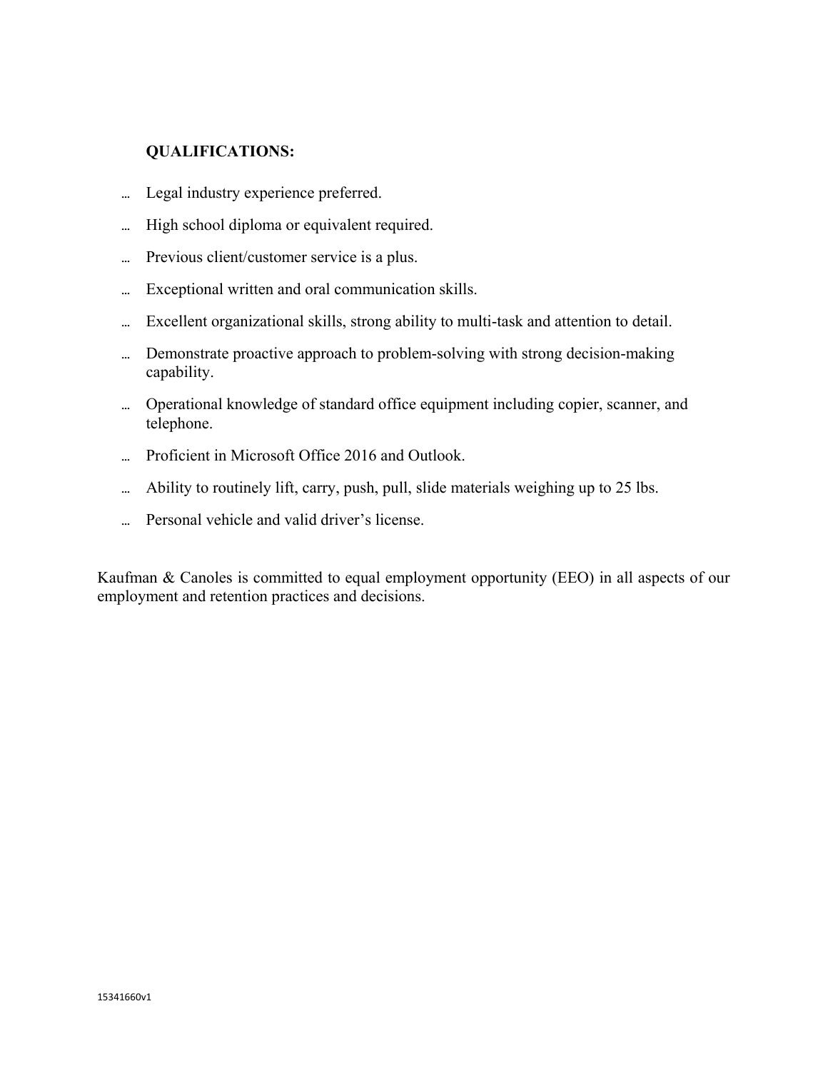**QUALIFICATIONS:**

- Legal industry experience preferred.
- High school diploma or equivalent required.
- Previous client/customer service is a plus.
- Exceptional written and oral communication skills.
- Excellent organizational skills, strong ability to multi-task and attention to detail.
- Demonstrate proactive approach to problem-solving with strong decision-making capability.
- Operational knowledge of standard office equipment including copier, scanner, and telephone.
- Proficient in Microsoft Office 2016 and Outlook.
- Ability to routinely lift, carry, push, pull, slide materials weighing up to 25 lbs.
- Personal vehicle and valid driver's license.

Kaufman & Canoles is committed to equal employment opportunity (EEO) in all aspects of our employment and retention practices and decisions.

15341660v1